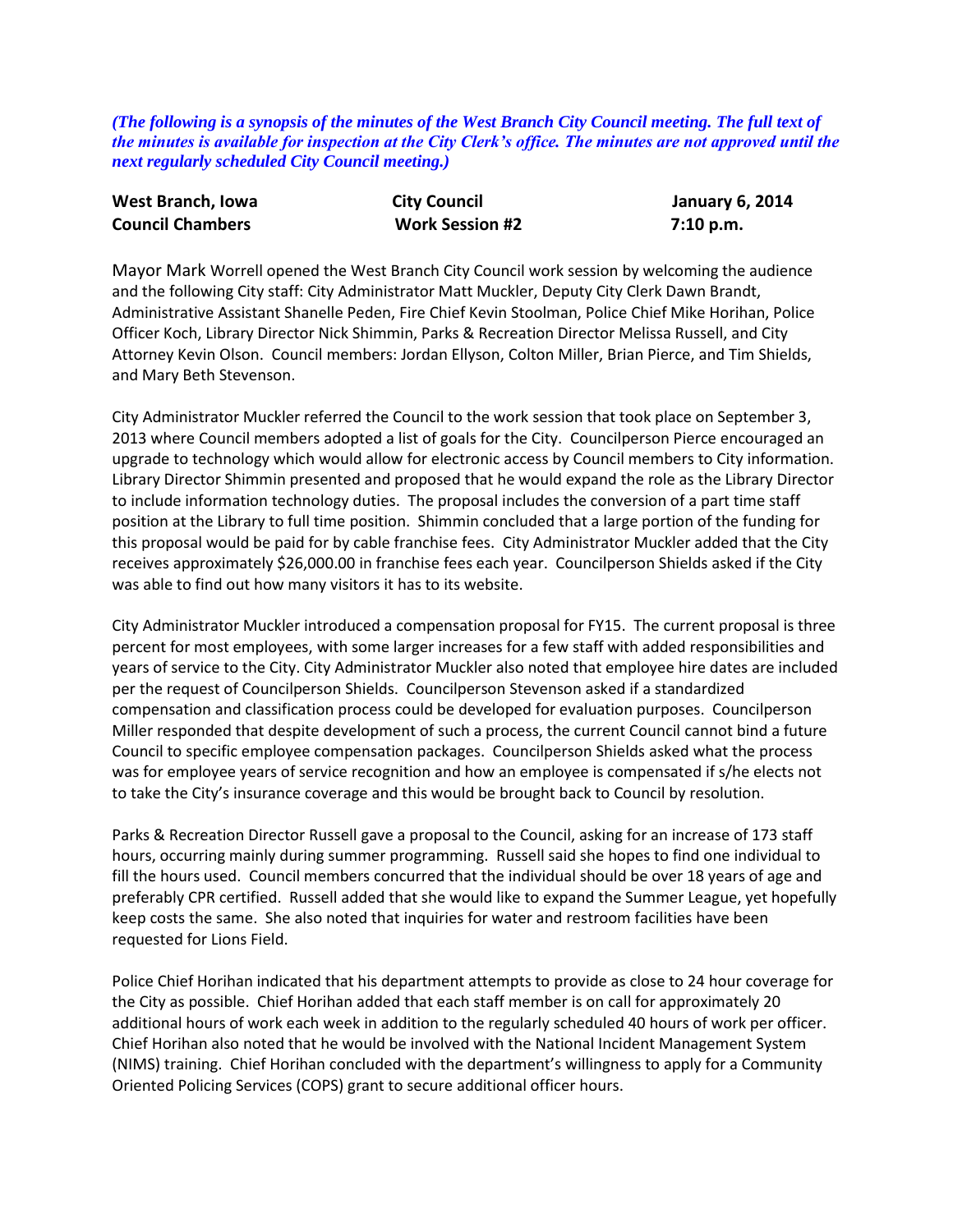***(The following is a synopsis of the minutes of the West Branch City Council meeting. The full text of the minutes is available for inspection at the City Clerk's office. The minutes are not approved until the next regularly scheduled City Council meeting.)***

| **West Branch, Iowa** | **City Council** | **January 6, 2014** |
|---|---|---|
| **Council Chambers** | **Work Session #2** | **7:10 p.m.** |

Mayor Mark Worrell opened the West Branch City Council work session by welcoming the audience and the following City staff: City Administrator Matt Muckler, Deputy City Clerk Dawn Brandt, Administrative Assistant Shanelle Peden, Fire Chief Kevin Stoolman, Police Chief Mike Horihan, Police Officer Koch, Library Director Nick Shimmin, Parks & Recreation Director Melissa Russell, and City Attorney Kevin Olson. Council members: Jordan Ellyson, Colton Miller, Brian Pierce, and Tim Shields, and Mary Beth Stevenson.

City Administrator Muckler referred the Council to the work session that took place on September 3, 2013 where Council members adopted a list of goals for the City. Councilperson Pierce encouraged an upgrade to technology which would allow for electronic access by Council members to City information. Library Director Shimmin presented and proposed that he would expand the role as the Library Director to include information technology duties. The proposal includes the conversion of a part time staff position at the Library to full time position. Shimmin concluded that a large portion of the funding for this proposal would be paid for by cable franchise fees. City Administrator Muckler added that the City receives approximately $26,000.00 in franchise fees each year. Councilperson Shields asked if the City was able to find out how many visitors it has to its website.

City Administrator Muckler introduced a compensation proposal for FY15. The current proposal is three percent for most employees, with some larger increases for a few staff with added responsibilities and years of service to the City. City Administrator Muckler also noted that employee hire dates are included per the request of Councilperson Shields. Councilperson Stevenson asked if a standardized compensation and classification process could be developed for evaluation purposes. Councilperson Miller responded that despite development of such a process, the current Council cannot bind a future Council to specific employee compensation packages. Councilperson Shields asked what the process was for employee years of service recognition and how an employee is compensated if s/he elects not to take the City's insurance coverage and this would be brought back to Council by resolution.

Parks & Recreation Director Russell gave a proposal to the Council, asking for an increase of 173 staff hours, occurring mainly during summer programming. Russell said she hopes to find one individual to fill the hours used. Council members concurred that the individual should be over 18 years of age and preferably CPR certified. Russell added that she would like to expand the Summer League, yet hopefully keep costs the same. She also noted that inquiries for water and restroom facilities have been requested for Lions Field.

Police Chief Horihan indicated that his department attempts to provide as close to 24 hour coverage for the City as possible. Chief Horihan added that each staff member is on call for approximately 20 additional hours of work each week in addition to the regularly scheduled 40 hours of work per officer. Chief Horihan also noted that he would be involved with the National Incident Management System (NIMS) training. Chief Horihan concluded with the department's willingness to apply for a Community Oriented Policing Services (COPS) grant to secure additional officer hours.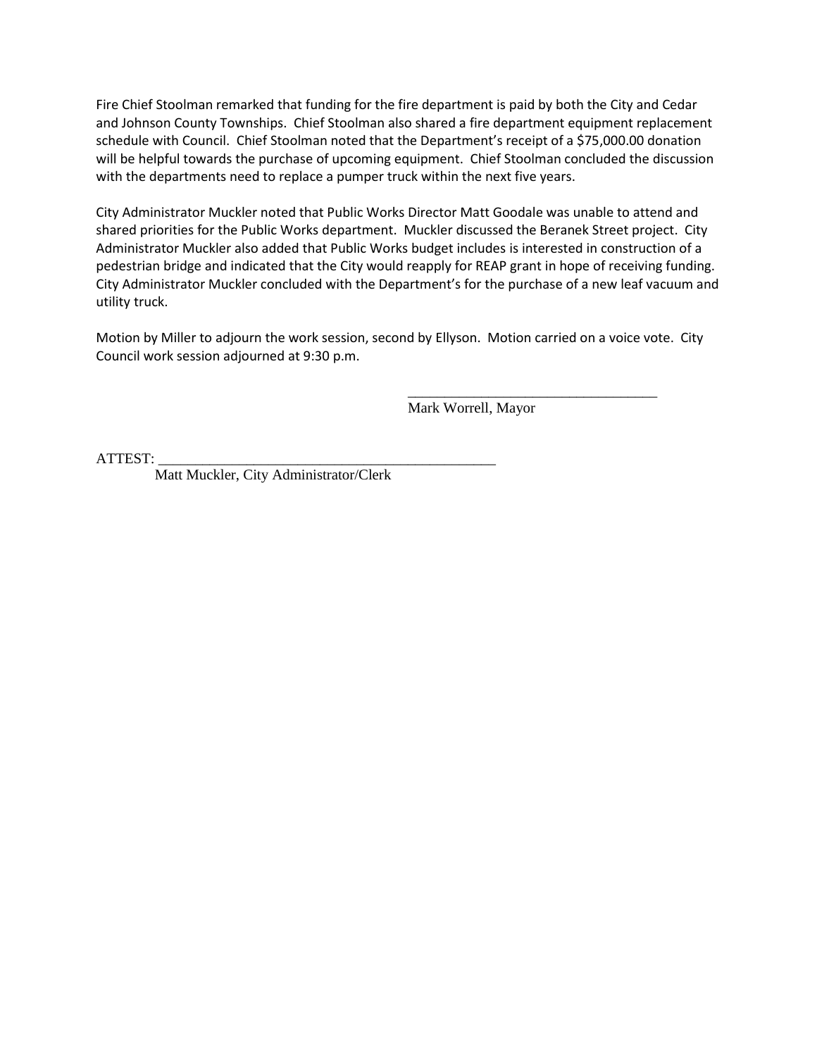Fire Chief Stoolman remarked that funding for the fire department is paid by both the City and Cedar and Johnson County Townships. Chief Stoolman also shared a fire department equipment replacement schedule with Council. Chief Stoolman noted that the Department's receipt of a $75,000.00 donation will be helpful towards the purchase of upcoming equipment. Chief Stoolman concluded the discussion with the departments need to replace a pumper truck within the next five years.

City Administrator Muckler noted that Public Works Director Matt Goodale was unable to attend and shared priorities for the Public Works department. Muckler discussed the Beranek Street project. City Administrator Muckler also added that Public Works budget includes is interested in construction of a pedestrian bridge and indicated that the City would reapply for REAP grant in hope of receiving funding. City Administrator Muckler concluded with the Department's for the purchase of a new leaf vacuum and utility truck.

Motion by Miller to adjourn the work session, second by Ellyson. Motion carried on a voice vote. City Council work session adjourned at 9:30 p.m.

\_\_\_\_\_\_\_\_\_\_\_\_\_\_\_\_\_\_\_\_\_\_\_\_\_\_\_\_\_\_\_\_\_\_

Mark Worrell, Mayor

ATTEST: \_\_\_\_\_\_\_\_\_\_\_\_\_\_\_\_\_\_\_\_\_\_\_\_\_\_\_\_\_\_\_\_\_\_\_\_\_\_\_\_\_\_\_\_\_\_

Matt Muckler, City Administrator/Clerk